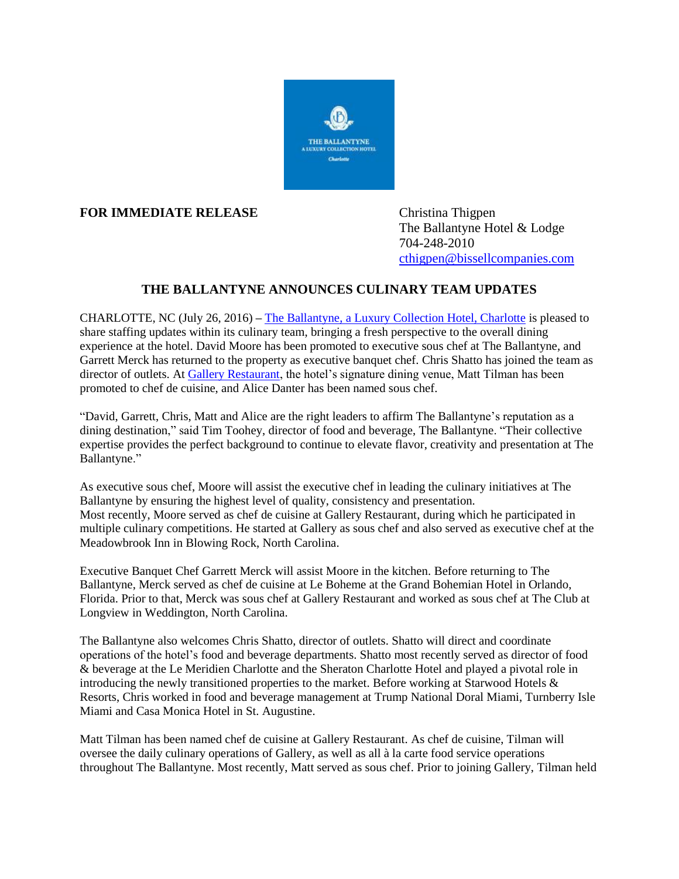**FOR IMMEDIATE RELEASE**

Christina Thigpen
The Ballantyne Hotel & Lodge
704-248-2010
cthigpen@bissellcompanies.com

## THE BALLANTYNE ANNOUNCES CULINARY TEAM UPDATES

CHARLOTTE, NC (July 26, 2016) **–** The Ballantyne, a Luxury Collection Hotel, Charlotte is pleased to share staffing updates within its culinary team, bringing a fresh perspective to the overall dining experience at the hotel. David Moore has been promoted to executive sous chef at The Ballantyne, and Garrett Merck has returned to the property as executive banquet chef. Chris Shatto has joined the team as director of outlets. At Gallery Restaurant, the hotel's signature dining venue, Matt Tilman has been promoted to chef de cuisine, and Alice Danter has been named sous chef.

"David, Garrett, Chris, Matt and Alice are the right leaders to affirm The Ballantyne's reputation as a dining destination," said Tim Toohey, director of food and beverage, The Ballantyne. "Their collective expertise provides the perfect background to continue to elevate flavor, creativity and presentation at The Ballantyne."

As executive sous chef, Moore will assist the executive chef in leading the culinary initiatives at The Ballantyne by ensuring the highest level of quality, consistency and presentation.
Most recently, Moore served as chef de cuisine at Gallery Restaurant, during which he participated in multiple culinary competitions. He started at Gallery as sous chef and also served as executive chef at the Meadowbrook Inn in Blowing Rock, North Carolina.

Executive Banquet Chef Garrett Merck will assist Moore in the kitchen. Before returning to The Ballantyne, Merck served as chef de cuisine at Le Boheme at the Grand Bohemian Hotel in Orlando, Florida. Prior to that, Merck was sous chef at Gallery Restaurant and worked as sous chef at The Club at Longview in Weddington, North Carolina.

The Ballantyne also welcomes Chris Shatto, director of outlets. Shatto will direct and coordinate operations of the hotel's food and beverage departments. Shatto most recently served as director of food & beverage at the Le Meridien Charlotte and the Sheraton Charlotte Hotel and played a pivotal role in introducing the newly transitioned properties to the market. Before working at Starwood Hotels & Resorts, Chris worked in food and beverage management at Trump National Doral Miami, Turnberry Isle Miami and Casa Monica Hotel in St. Augustine.

Matt Tilman has been named chef de cuisine at Gallery Restaurant. As chef de cuisine, Tilman will oversee the daily culinary operations of Gallery, as well as all à la carte food service operations throughout The Ballantyne. Most recently, Matt served as sous chef. Prior to joining Gallery, Tilman held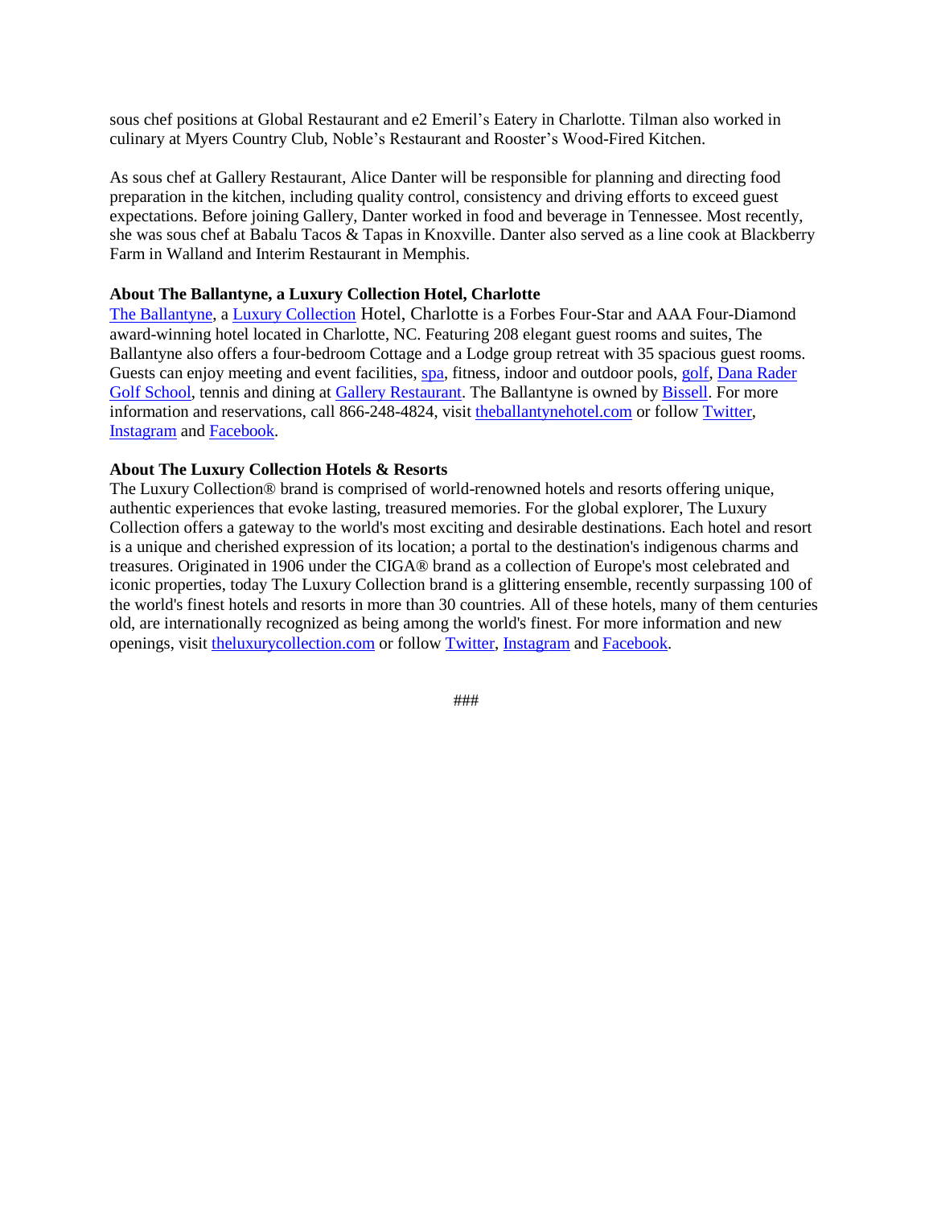sous chef positions at Global Restaurant and e2 Emeril's Eatery in Charlotte. Tilman also worked in culinary at Myers Country Club, Noble's Restaurant and Rooster's Wood-Fired Kitchen.

As sous chef at Gallery Restaurant, Alice Danter will be responsible for planning and directing food preparation in the kitchen, including quality control, consistency and driving efforts to exceed guest expectations. Before joining Gallery, Danter worked in food and beverage in Tennessee. Most recently, she was sous chef at Babalu Tacos & Tapas in Knoxville. Danter also served as a line cook at Blackberry Farm in Walland and Interim Restaurant in Memphis.

**About The Ballantyne, a Luxury Collection Hotel, Charlotte**

The Ballantyne, a Luxury Collection Hotel, Charlotte is a Forbes Four-Star and AAA Four-Diamond award-winning hotel located in Charlotte, NC. Featuring 208 elegant guest rooms and suites, The Ballantyne also offers a four-bedroom Cottage and a Lodge group retreat with 35 spacious guest rooms. Guests can enjoy meeting and event facilities, spa, fitness, indoor and outdoor pools, golf, Dana Rader Golf School, tennis and dining at Gallery Restaurant. The Ballantyne is owned by Bissell. For more information and reservations, call 866-248-4824, visit theballantynehotel.com or follow Twitter, Instagram and Facebook.

**About The Luxury Collection Hotels & Resorts**

The Luxury Collection® brand is comprised of world-renowned hotels and resorts offering unique, authentic experiences that evoke lasting, treasured memories. For the global explorer, The Luxury Collection offers a gateway to the world's most exciting and desirable destinations. Each hotel and resort is a unique and cherished expression of its location; a portal to the destination's indigenous charms and treasures. Originated in 1906 under the CIGA® brand as a collection of Europe's most celebrated and iconic properties, today The Luxury Collection brand is a glittering ensemble, recently surpassing 100 of the world's finest hotels and resorts in more than 30 countries. All of these hotels, many of them centuries old, are internationally recognized as being among the world's finest. For more information and new openings, visit theluxurycollection.com or follow Twitter, Instagram and Facebook.

###